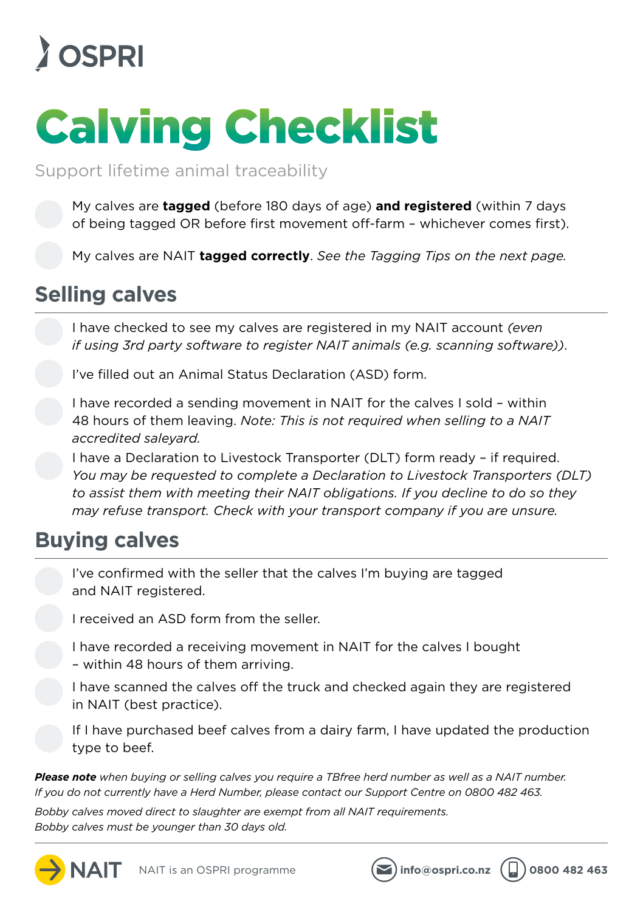OSPRI

# Calving Checklist

Support lifetime animal traceability

- [ ] My calves are **tagged** (before 180 days of age) **and registered** (within 7 days of being tagged OR before first movement off-farm – whichever comes first).
- [ ] My calves are NAIT **tagged correctly**. *See the Tagging Tips on the next page.*

## Selling calves

- [ ] I have checked to see my calves are registered in my NAIT account *(even if using 3rd party software to register NAIT animals (e.g. scanning software))*.
- [ ] I've filled out an Animal Status Declaration (ASD) form.
- [ ] I have recorded a sending movement in NAIT for the calves I sold – within 48 hours of them leaving. *Note: This is not required when selling to a NAIT accredited saleyard.*
- [ ] I have a Declaration to Livestock Transporter (DLT) form ready – if required. *You may be requested to complete a Declaration to Livestock Transporters (DLT) to assist them with meeting their NAIT obligations. If you decline to do so they may refuse transport. Check with your transport company if you are unsure.*

## Buying calves

- [ ] I've confirmed with the seller that the calves I'm buying are tagged and NAIT registered.
- [ ] I received an ASD form from the seller.
- [ ] I have recorded a receiving movement in NAIT for the calves I bought – within 48 hours of them arriving.
- [ ] I have scanned the calves off the truck and checked again they are registered in NAIT (best practice).
- [ ] If I have purchased beef calves from a dairy farm, I have updated the production type to beef.

***Please note*** *when buying or selling calves you require a TBfree herd number as well as a NAIT number. If you do not currently have a Herd Number, please contact our Support Centre on 0800 482 463.*

*Bobby calves moved direct to slaughter are exempt from all NAIT requirements. Bobby calves must be younger than 30 days old.*

NAIT — NAIT is an OSPRI programme — info@ospri.co.nz — 0800 482 463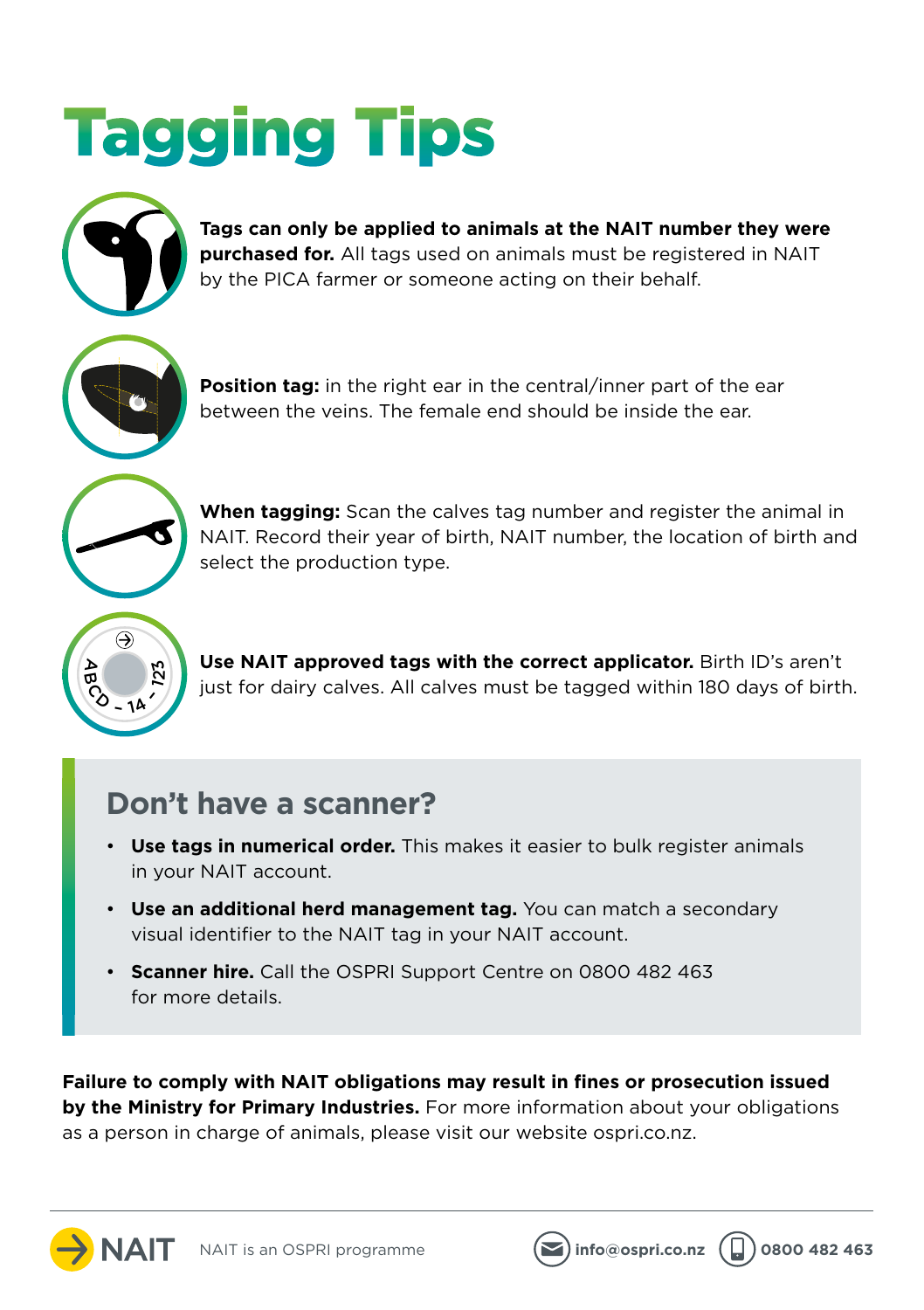# Tagging Tips

**Tags can only be applied to animals at the NAIT number they were purchased for.** All tags used on animals must be registered in NAIT by the PICA farmer or someone acting on their behalf.

**Position tag:** in the right ear in the central/inner part of the ear between the veins. The female end should be inside the ear.

**When tagging:** Scan the calves tag number and register the animal in NAIT. Record their year of birth, NAIT number, the location of birth and select the production type.

**Use NAIT approved tags with the correct applicator.** Birth ID's aren't just for dairy calves. All calves must be tagged within 180 days of birth.

## Don't have a scanner?

- **Use tags in numerical order.** This makes it easier to bulk register animals in your NAIT account.
- **Use an additional herd management tag.** You can match a secondary visual identifier to the NAIT tag in your NAIT account.
- **Scanner hire.** Call the OSPRI Support Centre on 0800 482 463 for more details.

**Failure to comply with NAIT obligations may result in fines or prosecution issued by the Ministry for Primary Industries.** For more information about your obligations as a person in charge of animals, please visit our website ospri.co.nz.

NAIT is an OSPRI programme

info@ospri.co.nz 0800 482 463